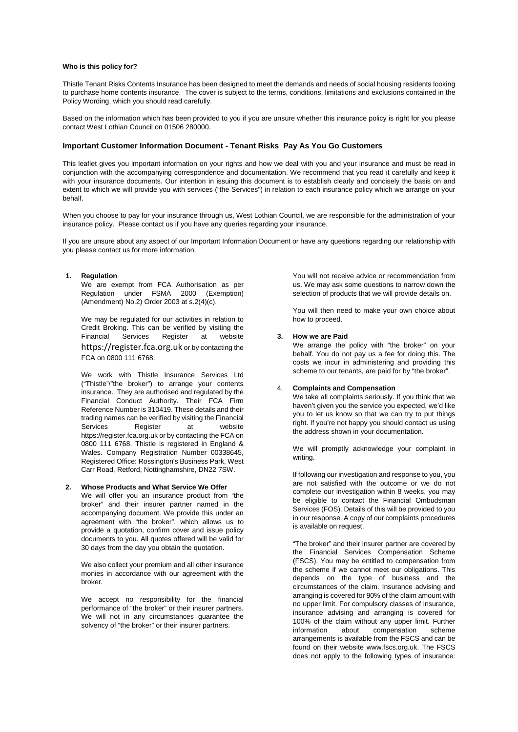**Who is this policy for?**

Thistle Tenant Risks Contents Insurance has been designed to meet the demands and needs of social housing residents looking to purchase home contents insurance. The cover is subject to the terms, conditions, limitations and exclusions contained in the Policy Wording, which you should read carefully.

Based on the information which has been provided to you if you are unsure whether this insurance policy is right for you please contact West Lothian Council on 01506 280000.

## Important Customer Information Document - Tenant Risks Pay As You Go Customers

This leaflet gives you important information on your rights and how we deal with you and your insurance and must be read in conjunction with the accompanying correspondence and documentation. We recommend that you read it carefully and keep it with your insurance documents. Our intention in issuing this document is to establish clearly and concisely the basis on and extent to which we will provide you with services ("the Services") in relation to each insurance policy which we arrange on your behalf.

When you choose to pay for your insurance through us, West Lothian Council, we are responsible for the administration of your insurance policy. Please contact us if you have any queries regarding your insurance.

If you are unsure about any aspect of our Important Information Document or have any questions regarding our relationship with you please contact us for more information.

### 1. Regulation

We are exempt from FCA Authorisation as per Regulation under FSMA 2000 (Exemption) (Amendment) No.2) Order 2003 at s.2(4)(c).

We may be regulated for our activities in relation to Credit Broking. This can be verified by visiting the Financial Services Register at website https://register.fca.org.uk or by contacting the FCA on 0800 111 6768.

We work with Thistle Insurance Services Ltd ("Thistle"/"the broker") to arrange your contents insurance. They are authorised and regulated by the Financial Conduct Authority. Their FCA Firm Reference Number is 310419. These details and their trading names can be verified by visiting the Financial Services Register at website https://register.fca.org.uk or by contacting the FCA on 0800 111 6768. Thistle is registered in England & Wales. Company Registration Number 00338645, Registered Office: Rossington's Business Park, West Carr Road, Retford, Nottinghamshire, DN22 7SW.

### 2. Whose Products and What Service We Offer

We will offer you an insurance product from "the broker" and their insurer partner named in the accompanying document. We provide this under an agreement with "the broker", which allows us to provide a quotation, confirm cover and issue policy documents to you. All quotes offered will be valid for 30 days from the day you obtain the quotation.

We also collect your premium and all other insurance monies in accordance with our agreement with the broker.

We accept no responsibility for the financial performance of "the broker" or their insurer partners. We will not in any circumstances guarantee the solvency of "the broker" or their insurer partners.

You will not receive advice or recommendation from us. We may ask some questions to narrow down the selection of products that we will provide details on.

You will then need to make your own choice about how to proceed.

### 3. How we are Paid

We arrange the policy with "the broker" on your behalf. You do not pay us a fee for doing this. The costs we incur in administering and providing this scheme to our tenants, are paid for by "the broker".

### 4. Complaints and Compensation

We take all complaints seriously. If you think that we haven't given you the service you expected, we'd like you to let us know so that we can try to put things right. If you're not happy you should contact us using the address shown in your documentation.

We will promptly acknowledge your complaint in writing.

If following our investigation and response to you, you are not satisfied with the outcome or we do not complete our investigation within 8 weeks, you may be eligible to contact the Financial Ombudsman Services (FOS). Details of this will be provided to you in our response. A copy of our complaints procedures is available on request.

"The broker" and their insurer partner are covered by the Financial Services Compensation Scheme (FSCS). You may be entitled to compensation from the scheme if we cannot meet our obligations. This depends on the type of business and the circumstances of the claim. Insurance advising and arranging is covered for 90% of the claim amount with no upper limit. For compulsory classes of insurance, insurance advising and arranging is covered for 100% of the claim without any upper limit. Further information about compensation scheme arrangements is available from the FSCS and can be found on their website www.fscs.org.uk. The FSCS does not apply to the following types of insurance: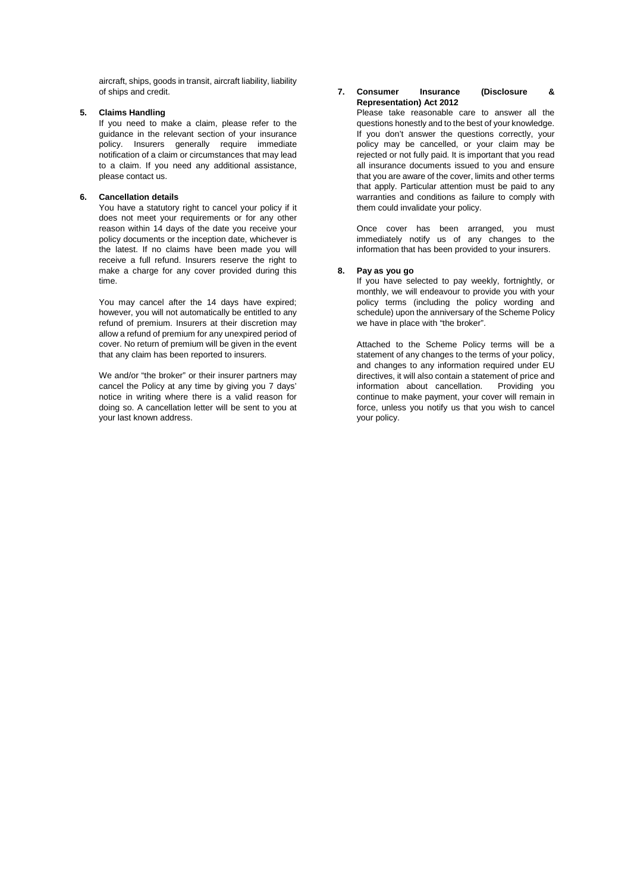aircraft, ships, goods in transit, aircraft liability, liability of ships and credit.

**5. Claims Handling**

If you need to make a claim, please refer to the guidance in the relevant section of your insurance policy. Insurers generally require immediate notification of a claim or circumstances that may lead to a claim. If you need any additional assistance, please contact us.

**6. Cancellation details**

You have a statutory right to cancel your policy if it does not meet your requirements or for any other reason within 14 days of the date you receive your policy documents or the inception date, whichever is the latest. If no claims have been made you will receive a full refund. Insurers reserve the right to make a charge for any cover provided during this time.

You may cancel after the 14 days have expired; however, you will not automatically be entitled to any refund of premium. Insurers at their discretion may allow a refund of premium for any unexpired period of cover. No return of premium will be given in the event that any claim has been reported to insurers.

We and/or "the broker" or their insurer partners may cancel the Policy at any time by giving you 7 days' notice in writing where there is a valid reason for doing so. A cancellation letter will be sent to you at your last known address.

**7. Consumer Insurance (Disclosure & Representation) Act 2012**

Please take reasonable care to answer all the questions honestly and to the best of your knowledge. If you don't answer the questions correctly, your policy may be cancelled, or your claim may be rejected or not fully paid. It is important that you read all insurance documents issued to you and ensure that you are aware of the cover, limits and other terms that apply. Particular attention must be paid to any warranties and conditions as failure to comply with them could invalidate your policy.

Once cover has been arranged, you must immediately notify us of any changes to the information that has been provided to your insurers.

**8. Pay as you go**

If you have selected to pay weekly, fortnightly, or monthly, we will endeavour to provide you with your policy terms (including the policy wording and schedule) upon the anniversary of the Scheme Policy we have in place with "the broker".

Attached to the Scheme Policy terms will be a statement of any changes to the terms of your policy, and changes to any information required under EU directives, it will also contain a statement of price and information about cancellation. Providing you continue to make payment, your cover will remain in force, unless you notify us that you wish to cancel your policy.